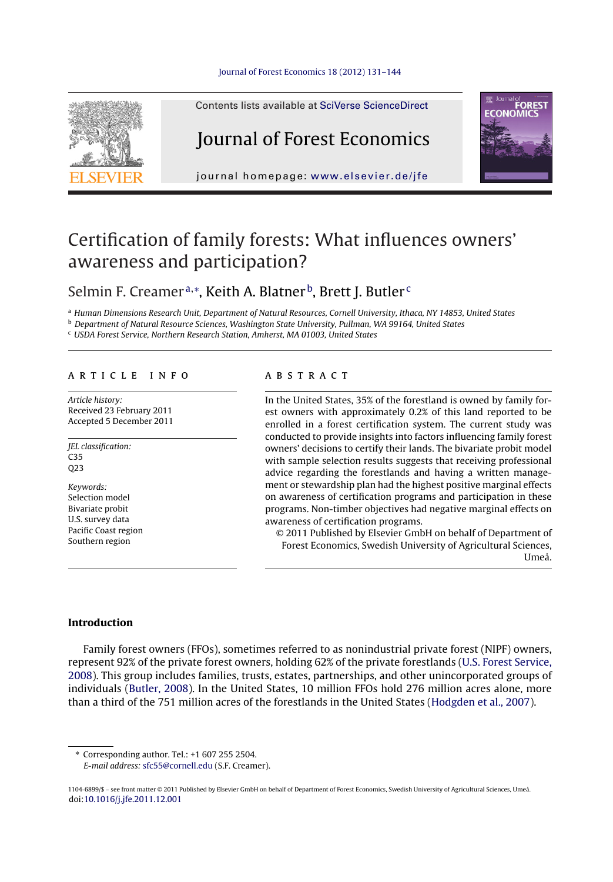Contents lists available at SciVerse ScienceDirect

# Journal of Forest Economics

journal homepage: www.elsevier.de/jfe

# Certification of family forests: What influences owners' awareness and participation?

Selmin F. Creamer[a,*], Keith A. Blatner[b], Brett J. Butler[c]

[a] Human Dimensions Research Unit, Department of Natural Resources, Cornell University, Ithaca, NY 14853, United States
[b] Department of Natural Resource Sciences, Washington State University, Pullman, WA 99164, United States
[c] USDA Forest Service, Northern Research Station, Amherst, MA 01003, United States

**ARTICLE INFO**

*Article history:*
Received 23 February 2011
Accepted 5 December 2011

*JEL classification:*
C35
Q23

*Keywords:*
Selection model
Bivariate probit
U.S. survey data
Pacific Coast region
Southern region

**ABSTRACT**

In the United States, 35% of the forestland is owned by family forest owners with approximately 0.2% of this land reported to be enrolled in a forest certification system. The current study was conducted to provide insights into factors influencing family forest owners' decisions to certify their lands. The bivariate probit model with sample selection results suggests that receiving professional advice regarding the forestlands and having a written management or stewardship plan had the highest positive marginal effects on awareness of certification programs and participation in these programs. Non-timber objectives had negative marginal effects on awareness of certification programs.

© 2011 Published by Elsevier GmbH on behalf of Department of Forest Economics, Swedish University of Agricultural Sciences, Umeå.

## Introduction

Family forest owners (FFOs), sometimes referred to as nonindustrial private forest (NIPF) owners, represent 92% of the private forest owners, holding 62% of the private forestlands (U.S. Forest Service, 2008). This group includes families, trusts, estates, partnerships, and other unincorporated groups of individuals (Butler, 2008). In the United States, 10 million FFOs hold 276 million acres alone, more than a third of the 751 million acres of the forestlands in the United States (Hodgden et al., 2007).

* Corresponding author. Tel.: +1 607 255 2504.
*E-mail address:* sfc55@cornell.edu (S.F. Creamer).

1104-6899/$ – see front matter © 2011 Published by Elsevier GmbH on behalf of Department of Forest Economics, Swedish University of Agricultural Sciences, Umeå.
doi:10.1016/j.jfe.2011.12.001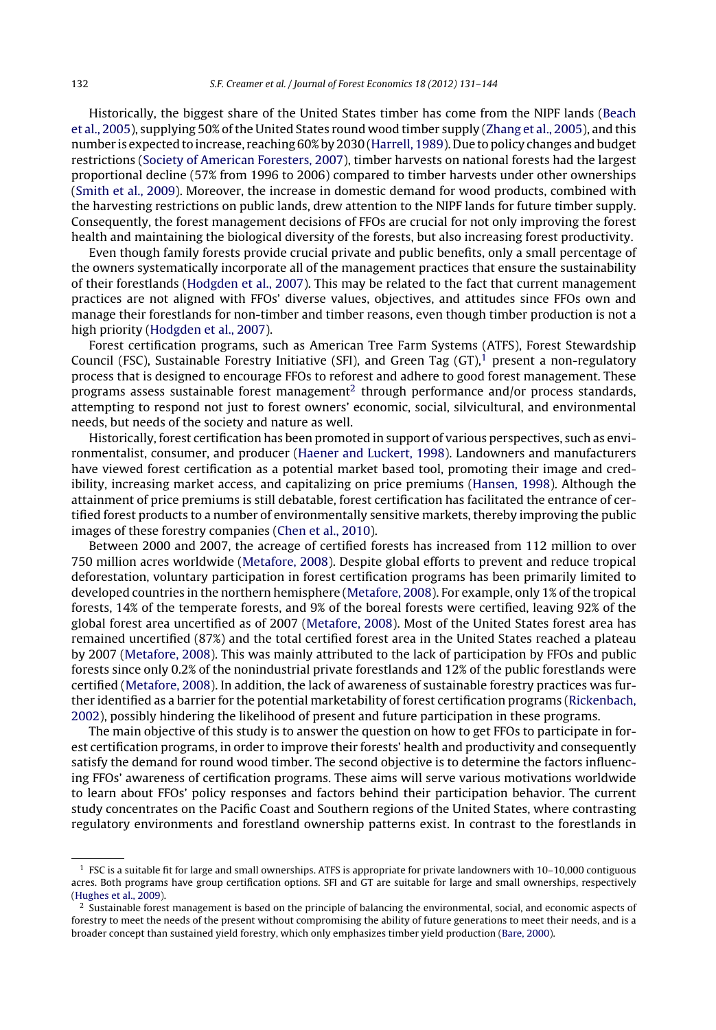Historically, the biggest share of the United States timber has come from the NIPF lands (Beach et al., 2005), supplying 50% of the United States round wood timber supply (Zhang et al., 2005), and this number is expected to increase, reaching 60% by 2030 (Harrell, 1989). Due to policy changes and budget restrictions (Society of American Foresters, 2007), timber harvests on national forests had the largest proportional decline (57% from 1996 to 2006) compared to timber harvests under other ownerships (Smith et al., 2009). Moreover, the increase in domestic demand for wood products, combined with the harvesting restrictions on public lands, drew attention to the NIPF lands for future timber supply. Consequently, the forest management decisions of FFOs are crucial for not only improving the forest health and maintaining the biological diversity of the forests, but also increasing forest productivity.

Even though family forests provide crucial private and public benefits, only a small percentage of the owners systematically incorporate all of the management practices that ensure the sustainability of their forestlands (Hodgden et al., 2007). This may be related to the fact that current management practices are not aligned with FFOs' diverse values, objectives, and attitudes since FFOs own and manage their forestlands for non-timber and timber reasons, even though timber production is not a high priority (Hodgden et al., 2007).

Forest certification programs, such as American Tree Farm Systems (ATFS), Forest Stewardship Council (FSC), Sustainable Forestry Initiative (SFI), and Green Tag (GT),[1] present a non-regulatory process that is designed to encourage FFOs to reforest and adhere to good forest management. These programs assess sustainable forest management[2] through performance and/or process standards, attempting to respond not just to forest owners' economic, social, silvicultural, and environmental needs, but needs of the society and nature as well.

Historically, forest certification has been promoted in support of various perspectives, such as environmentalist, consumer, and producer (Haener and Luckert, 1998). Landowners and manufacturers have viewed forest certification as a potential market based tool, promoting their image and credibility, increasing market access, and capitalizing on price premiums (Hansen, 1998). Although the attainment of price premiums is still debatable, forest certification has facilitated the entrance of certified forest products to a number of environmentally sensitive markets, thereby improving the public images of these forestry companies (Chen et al., 2010).

Between 2000 and 2007, the acreage of certified forests has increased from 112 million to over 750 million acres worldwide (Metafore, 2008). Despite global efforts to prevent and reduce tropical deforestation, voluntary participation in forest certification programs has been primarily limited to developed countries in the northern hemisphere (Metafore, 2008). For example, only 1% of the tropical forests, 14% of the temperate forests, and 9% of the boreal forests were certified, leaving 92% of the global forest area uncertified as of 2007 (Metafore, 2008). Most of the United States forest area has remained uncertified (87%) and the total certified forest area in the United States reached a plateau by 2007 (Metafore, 2008). This was mainly attributed to the lack of participation by FFOs and public forests since only 0.2% of the nonindustrial private forestlands and 12% of the public forestlands were certified (Metafore, 2008). In addition, the lack of awareness of sustainable forestry practices was further identified as a barrier for the potential marketability of forest certification programs (Rickenbach, 2002), possibly hindering the likelihood of present and future participation in these programs.

The main objective of this study is to answer the question on how to get FFOs to participate in forest certification programs, in order to improve their forests' health and productivity and consequently satisfy the demand for round wood timber. The second objective is to determine the factors influencing FFOs' awareness of certification programs. These aims will serve various motivations worldwide to learn about FFOs' policy responses and factors behind their participation behavior. The current study concentrates on the Pacific Coast and Southern regions of the United States, where contrasting regulatory environments and forestland ownership patterns exist. In contrast to the forestlands in

---

[1] FSC is a suitable fit for large and small ownerships. ATFS is appropriate for private landowners with 10–10,000 contiguous acres. Both programs have group certification options. SFI and GT are suitable for large and small ownerships, respectively (Hughes et al., 2009).

[2] Sustainable forest management is based on the principle of balancing the environmental, social, and economic aspects of forestry to meet the needs of the present without compromising the ability of future generations to meet their needs, and is a broader concept than sustained yield forestry, which only emphasizes timber yield production (Bare, 2000).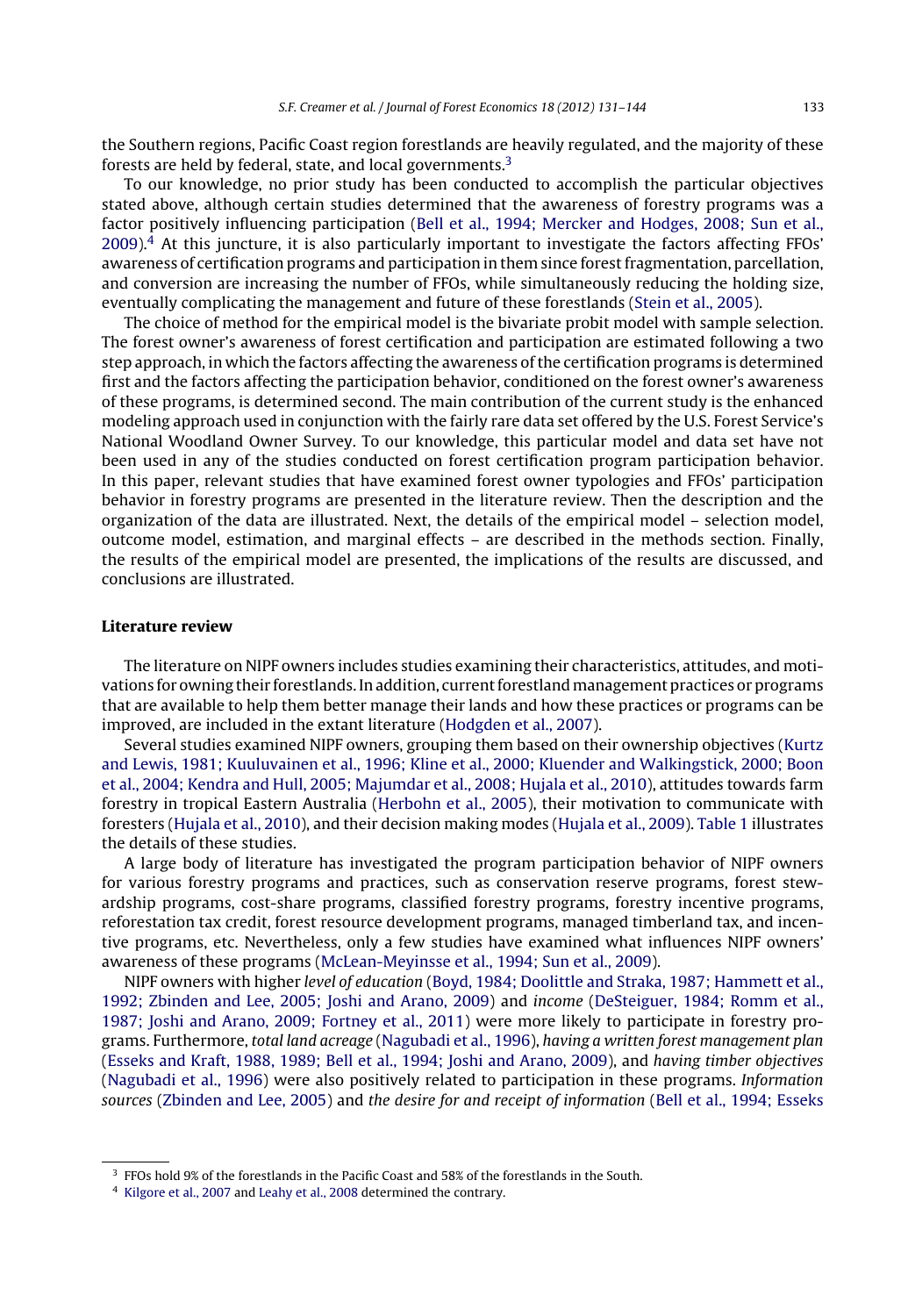the Southern regions, Pacific Coast region forestlands are heavily regulated, and the majority of these forests are held by federal, state, and local governments.[3]

To our knowledge, no prior study has been conducted to accomplish the particular objectives stated above, although certain studies determined that the awareness of forestry programs was a factor positively influencing participation (Bell et al., 1994; Mercker and Hodges, 2008; Sun et al., 2009).[4] At this juncture, it is also particularly important to investigate the factors affecting FFOs' awareness of certification programs and participation in them since forest fragmentation, parcellation, and conversion are increasing the number of FFOs, while simultaneously reducing the holding size, eventually complicating the management and future of these forestlands (Stein et al., 2005).

The choice of method for the empirical model is the bivariate probit model with sample selection. The forest owner's awareness of forest certification and participation are estimated following a two step approach, in which the factors affecting the awareness of the certification programs is determined first and the factors affecting the participation behavior, conditioned on the forest owner's awareness of these programs, is determined second. The main contribution of the current study is the enhanced modeling approach used in conjunction with the fairly rare data set offered by the U.S. Forest Service's National Woodland Owner Survey. To our knowledge, this particular model and data set have not been used in any of the studies conducted on forest certification program participation behavior. In this paper, relevant studies that have examined forest owner typologies and FFOs' participation behavior in forestry programs are presented in the literature review. Then the description and the organization of the data are illustrated. Next, the details of the empirical model – selection model, outcome model, estimation, and marginal effects – are described in the methods section. Finally, the results of the empirical model are presented, the implications of the results are discussed, and conclusions are illustrated.

## Literature review

The literature on NIPF owners includes studies examining their characteristics, attitudes, and motivations for owning their forestlands. In addition, current forestland management practices or programs that are available to help them better manage their lands and how these practices or programs can be improved, are included in the extant literature (Hodgden et al., 2007).

Several studies examined NIPF owners, grouping them based on their ownership objectives (Kurtz and Lewis, 1981; Kuuluvainen et al., 1996; Kline et al., 2000; Kluender and Walkingstick, 2000; Boon et al., 2004; Kendra and Hull, 2005; Majumdar et al., 2008; Hujala et al., 2010), attitudes towards farm forestry in tropical Eastern Australia (Herbohn et al., 2005), their motivation to communicate with foresters (Hujala et al., 2010), and their decision making modes (Hujala et al., 2009). Table 1 illustrates the details of these studies.

A large body of literature has investigated the program participation behavior of NIPF owners for various forestry programs and practices, such as conservation reserve programs, forest stewardship programs, cost-share programs, classified forestry programs, forestry incentive programs, reforestation tax credit, forest resource development programs, managed timberland tax, and incentive programs, etc. Nevertheless, only a few studies have examined what influences NIPF owners' awareness of these programs (McLean-Meyinsse et al., 1994; Sun et al., 2009).

NIPF owners with higher *level of education* (Boyd, 1984; Doolittle and Straka, 1987; Hammett et al., 1992; Zbinden and Lee, 2005; Joshi and Arano, 2009) and *income* (DeSteiguer, 1984; Romm et al., 1987; Joshi and Arano, 2009; Fortney et al., 2011) were more likely to participate in forestry programs. Furthermore, *total land acreage* (Nagubadi et al., 1996), *having a written forest management plan* (Esseks and Kraft, 1988, 1989; Bell et al., 1994; Joshi and Arano, 2009), and *having timber objectives* (Nagubadi et al., 1996) were also positively related to participation in these programs. *Information sources* (Zbinden and Lee, 2005) and *the desire for and receipt of information* (Bell et al., 1994; Esseks

---

[3] FFOs hold 9% of the forestlands in the Pacific Coast and 58% of the forestlands in the South.

[4] Kilgore et al., 2007 and Leahy et al., 2008 determined the contrary.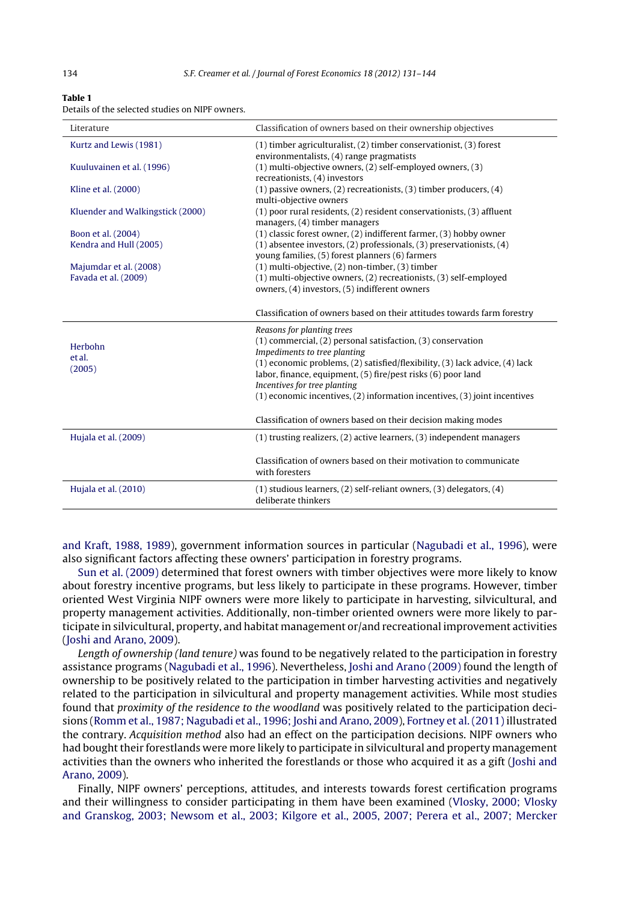**Table 1**
Details of the selected studies on NIPF owners.

| Literature | Classification of owners based on their ownership objectives |
|---|---|
| Kurtz and Lewis (1981) | (1) timber agriculturalist, (2) timber conservationist, (3) forest environmentalists, (4) range pragmatists |
| Kuuluvainen et al. (1996) | (1) multi-objective owners, (2) self-employed owners, (3) recreationists, (4) investors |
| Kline et al. (2000) | (1) passive owners, (2) recreationists, (3) timber producers, (4) multi-objective owners |
| Kluender and Walkingstick (2000) | (1) poor rural residents, (2) resident conservationists, (3) affluent managers, (4) timber managers |
| Boon et al. (2004) | (1) classic forest owner, (2) indifferent farmer, (3) hobby owner |
| Kendra and Hull (2005) | (1) absentee investors, (2) professionals, (3) preservationists, (4) young families, (5) forest planners (6) farmers |
| Majumdar et al. (2008) | (1) multi-objective, (2) non-timber, (3) timber |
| Favada et al. (2009) | (1) multi-objective owners, (2) recreationists, (3) self-employed owners, (4) investors, (5) indifferent owners |
| | Classification of owners based on their attitudes towards farm forestry |
| Herbohn et al. (2005) | *Reasons for planting trees* (1) commercial, (2) personal satisfaction, (3) conservation *Impediments to tree planting* (1) economic problems, (2) satisfied/flexibility, (3) lack advice, (4) lack labor, finance, equipment, (5) fire/pest risks (6) poor land *Incentives for tree planting* (1) economic incentives, (2) information incentives, (3) joint incentives |
| | Classification of owners based on their decision making modes |
| Hujala et al. (2009) | (1) trusting realizers, (2) active learners, (3) independent managers |
| | Classification of owners based on their motivation to communicate with foresters |
| Hujala et al. (2010) | (1) studious learners, (2) self-reliant owners, (3) delegators, (4) deliberate thinkers |

and Kraft, 1988, 1989), government information sources in particular (Nagubadi et al., 1996), were also significant factors affecting these owners' participation in forestry programs.

Sun et al. (2009) determined that forest owners with timber objectives were more likely to know about forestry incentive programs, but less likely to participate in these programs. However, timber oriented West Virginia NIPF owners were more likely to participate in harvesting, silvicultural, and property management activities. Additionally, non-timber oriented owners were more likely to participate in silvicultural, property, and habitat management or/and recreational improvement activities (Joshi and Arano, 2009).

*Length of ownership (land tenure)* was found to be negatively related to the participation in forestry assistance programs (Nagubadi et al., 1996). Nevertheless, Joshi and Arano (2009) found the length of ownership to be positively related to the participation in timber harvesting activities and negatively related to the participation in silvicultural and property management activities. While most studies found that *proximity of the residence to the woodland* was positively related to the participation decisions (Romm et al., 1987; Nagubadi et al., 1996; Joshi and Arano, 2009), Fortney et al. (2011) illustrated the contrary. *Acquisition method* also had an effect on the participation decisions. NIPF owners who had bought their forestlands were more likely to participate in silvicultural and property management activities than the owners who inherited the forestlands or those who acquired it as a gift (Joshi and Arano, 2009).

Finally, NIPF owners' perceptions, attitudes, and interests towards forest certification programs and their willingness to consider participating in them have been examined (Vlosky, 2000; Vlosky and Granskog, 2003; Newsom et al., 2003; Kilgore et al., 2005, 2007; Perera et al., 2007; Mercker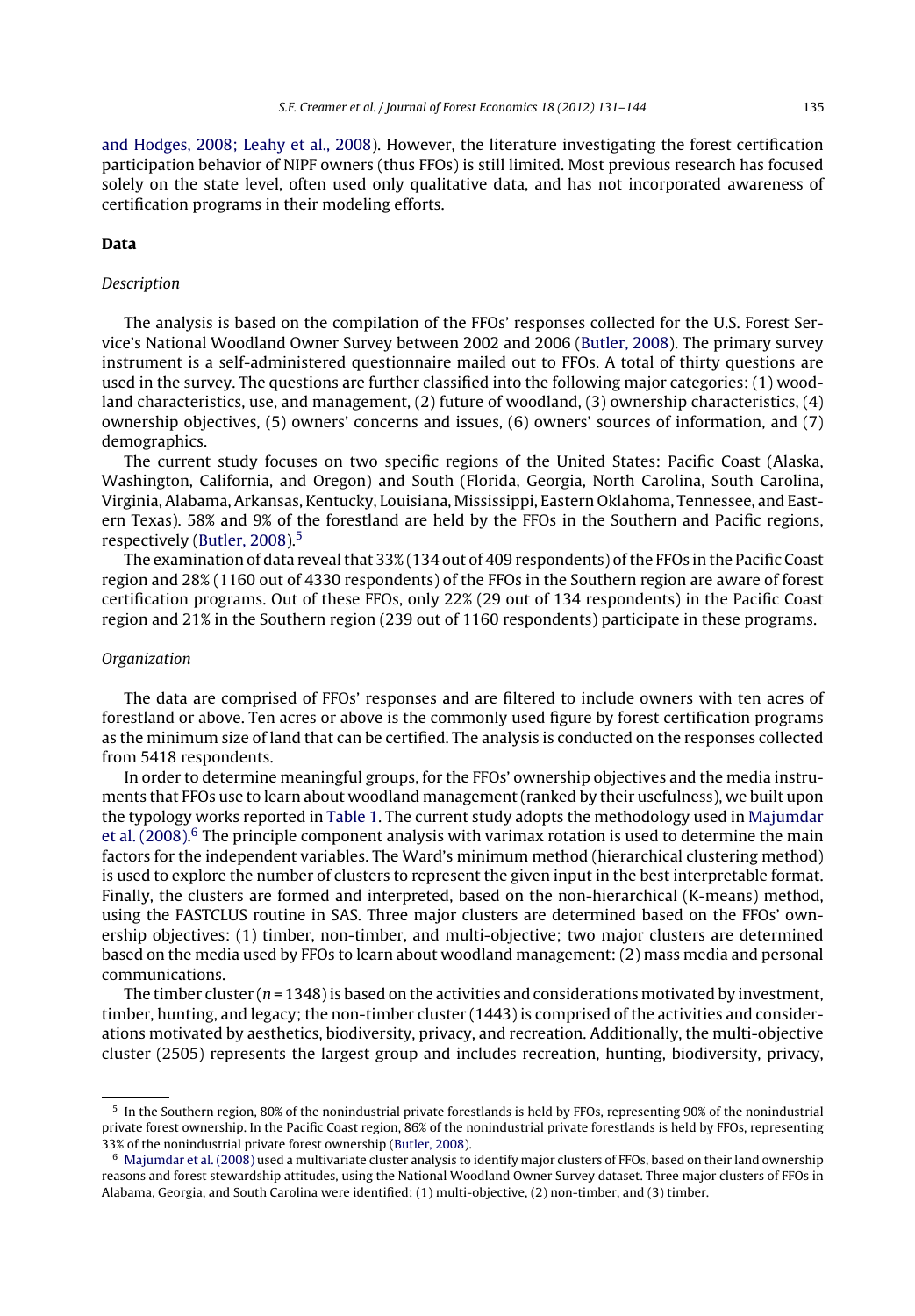and Hodges, 2008; Leahy et al., 2008). However, the literature investigating the forest certification participation behavior of NIPF owners (thus FFOs) is still limited. Most previous research has focused solely on the state level, often used only qualitative data, and has not incorporated awareness of certification programs in their modeling efforts.

## Data

### *Description*

The analysis is based on the compilation of the FFOs' responses collected for the U.S. Forest Service's National Woodland Owner Survey between 2002 and 2006 (Butler, 2008). The primary survey instrument is a self-administered questionnaire mailed out to FFOs. A total of thirty questions are used in the survey. The questions are further classified into the following major categories: (1) woodland characteristics, use, and management, (2) future of woodland, (3) ownership characteristics, (4) ownership objectives, (5) owners' concerns and issues, (6) owners' sources of information, and (7) demographics.

The current study focuses on two specific regions of the United States: Pacific Coast (Alaska, Washington, California, and Oregon) and South (Florida, Georgia, North Carolina, South Carolina, Virginia, Alabama, Arkansas, Kentucky, Louisiana, Mississippi, Eastern Oklahoma, Tennessee, and Eastern Texas). 58% and 9% of the forestland are held by the FFOs in the Southern and Pacific regions, respectively (Butler, 2008).[5]

The examination of data reveal that 33% (134 out of 409 respondents) of the FFOs in the Pacific Coast region and 28% (1160 out of 4330 respondents) of the FFOs in the Southern region are aware of forest certification programs. Out of these FFOs, only 22% (29 out of 134 respondents) in the Pacific Coast region and 21% in the Southern region (239 out of 1160 respondents) participate in these programs.

### *Organization*

The data are comprised of FFOs' responses and are filtered to include owners with ten acres of forestland or above. Ten acres or above is the commonly used figure by forest certification programs as the minimum size of land that can be certified. The analysis is conducted on the responses collected from 5418 respondents.

In order to determine meaningful groups, for the FFOs' ownership objectives and the media instruments that FFOs use to learn about woodland management (ranked by their usefulness), we built upon the typology works reported in Table 1. The current study adopts the methodology used in Majumdar et al. (2008).[6] The principle component analysis with varimax rotation is used to determine the main factors for the independent variables. The Ward's minimum method (hierarchical clustering method) is used to explore the number of clusters to represent the given input in the best interpretable format. Finally, the clusters are formed and interpreted, based on the non-hierarchical (K-means) method, using the FASTCLUS routine in SAS. Three major clusters are determined based on the FFOs' ownership objectives: (1) timber, non-timber, and multi-objective; two major clusters are determined based on the media used by FFOs to learn about woodland management: (2) mass media and personal communications.

The timber cluster ($n = 1348$) is based on the activities and considerations motivated by investment, timber, hunting, and legacy; the non-timber cluster (1443) is comprised of the activities and considerations motivated by aesthetics, biodiversity, privacy, and recreation. Additionally, the multi-objective cluster (2505) represents the largest group and includes recreation, hunting, biodiversity, privacy,

---

[5] In the Southern region, 80% of the nonindustrial private forestlands is held by FFOs, representing 90% of the nonindustrial private forest ownership. In the Pacific Coast region, 86% of the nonindustrial private forestlands is held by FFOs, representing 33% of the nonindustrial private forest ownership (Butler, 2008).

[6] Majumdar et al. (2008) used a multivariate cluster analysis to identify major clusters of FFOs, based on their land ownership reasons and forest stewardship attitudes, using the National Woodland Owner Survey dataset. Three major clusters of FFOs in Alabama, Georgia, and South Carolina were identified: (1) multi-objective, (2) non-timber, and (3) timber.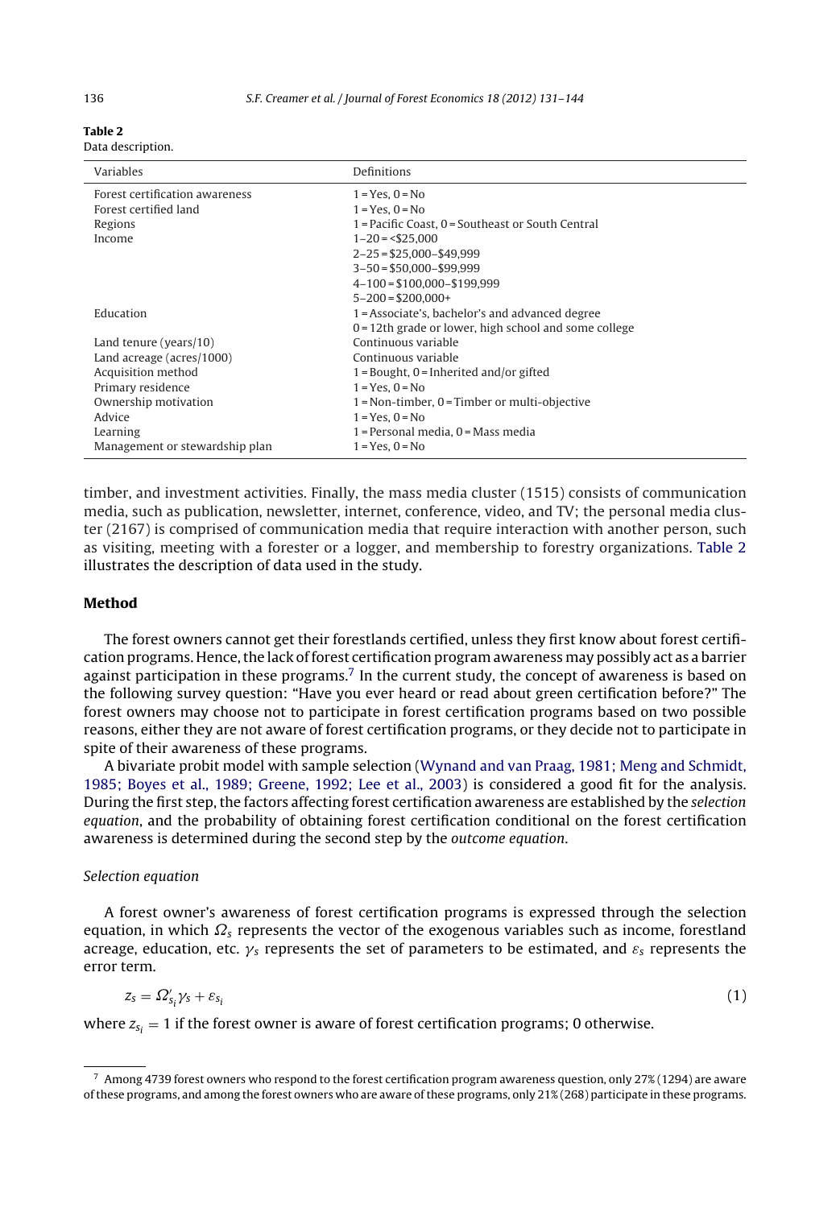**Table 2**
Data description.

| Variables | Definitions |
|---|---|
| Forest certification awareness | 1 = Yes, 0 = No |
| Forest certified land | 1 = Yes, 0 = No |
| Regions | 1 = Pacific Coast, 0 = Southeast or South Central |
| Income | 1–20 = <$25,000<br>2–25 = $25,000–$49,999<br>3–50 = $50,000–$99,999<br>4–100 = $100,000–$199,999<br>5–200 = $200,000+ |
| Education | 1 = Associate's, bachelor's and advanced degree<br>0 = 12th grade or lower, high school and some college |
| Land tenure (years/10) | Continuous variable |
| Land acreage (acres/1000) | Continuous variable |
| Acquisition method | 1 = Bought, 0 = Inherited and/or gifted |
| Primary residence | 1 = Yes, 0 = No |
| Ownership motivation | 1 = Non-timber, 0 = Timber or multi-objective |
| Advice | 1 = Yes, 0 = No |
| Learning | 1 = Personal media, 0 = Mass media |
| Management or stewardship plan | 1 = Yes, 0 = No |

timber, and investment activities. Finally, the mass media cluster (1515) consists of communication media, such as publication, newsletter, internet, conference, video, and TV; the personal media cluster (2167) is comprised of communication media that require interaction with another person, such as visiting, meeting with a forester or a logger, and membership to forestry organizations. Table 2 illustrates the description of data used in the study.

## Method

The forest owners cannot get their forestlands certified, unless they first know about forest certification programs. Hence, the lack of forest certification program awareness may possibly act as a barrier against participation in these programs.[7] In the current study, the concept of awareness is based on the following survey question: "Have you ever heard or read about green certification before?" The forest owners may choose not to participate in forest certification programs based on two possible reasons, either they are not aware of forest certification programs, or they decide not to participate in spite of their awareness of these programs.

A bivariate probit model with sample selection (Wynand and van Praag, 1981; Meng and Schmidt, 1985; Boyes et al., 1989; Greene, 1992; Lee et al., 2003) is considered a good fit for the analysis. During the first step, the factors affecting forest certification awareness are established by the *selection equation*, and the probability of obtaining forest certification conditional on the forest certification awareness is determined during the second step by the *outcome equation*.

### *Selection equation*

A forest owner's awareness of forest certification programs is expressed through the selection equation, in which $\Omega_s$ represents the vector of the exogenous variables such as income, forestland acreage, education, etc. $\gamma_s$ represents the set of parameters to be estimated, and $\varepsilon_s$ represents the error term.

$$z_s = \Omega'_{s_i}\gamma_s + \varepsilon_{s_i} \tag{1}$$

where $z_{s_i} = 1$ if the forest owner is aware of forest certification programs; 0 otherwise.

[7] Among 4739 forest owners who respond to the forest certification program awareness question, only 27% (1294) are aware of these programs, and among the forest owners who are aware of these programs, only 21% (268) participate in these programs.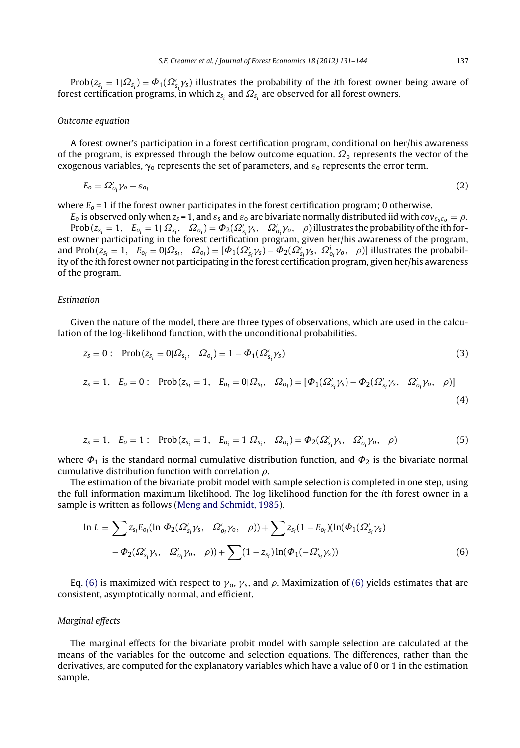$\text{Prob}(z_{s_i} = 1|\Omega_{s_i}) = \Phi_1(\Omega'_{s_i}\gamma_s)$ illustrates the probability of the $i$th forest owner being aware of forest certification programs, in which $z_{s_i}$ and $\Omega_{s_i}$ are observed for all forest owners.

*Outcome equation*

A forest owner's participation in a forest certification program, conditional on her/his awareness of the program, is expressed through the below outcome equation. $\Omega_o$ represents the vector of the exogenous variables, $\gamma_o$ represents the set of parameters, and $\varepsilon_o$ represents the error term.

$$E_o = \Omega'_{o_i}\gamma_o + \varepsilon_{o_i} \tag{2}$$

where $E_o = 1$ if the forest owner participates in the forest certification program; 0 otherwise.

$E_o$ is observed only when $z_s = 1$, and $\varepsilon_s$ and $\varepsilon_o$ are bivariate normally distributed iid with $cov_{\varepsilon_s\varepsilon_o} = \rho$.

$\text{Prob}(z_{s_i} = 1, \quad E_{o_i} = 1|\ \Omega_{s_i}, \quad \Omega_{o_i}) = \Phi_2(\Omega'_{s_i}\gamma_s, \quad \Omega'_{o_i}\gamma_o, \quad \rho)$ illustrates the probability of the $i$th forest owner participating in the forest certification program, given her/his awareness of the program, and $\text{Prob}(z_{s_i} = 1, \quad E_{o_i} = 0|\Omega_{s_i}, \quad \Omega_{o_i}) = [\Phi_1(\Omega'_{s_i}\gamma_s) - \Phi_2(\Omega'_{s_i}\gamma_s, \ \Omega^i_{o_i}\gamma_o, \quad \rho)]$ illustrates the probability of the $i$th forest owner not participating in the forest certification program, given her/his awareness of the program.

*Estimation*

Given the nature of the model, there are three types of observations, which are used in the calculation of the log-likelihood function, with the unconditional probabilities.

$$z_s = 0: \quad \text{Prob}(z_{s_i} = 0|\Omega_{s_i}, \quad \Omega_{o_i}) = 1 - \Phi_1(\Omega'_{s_i}\gamma_s) \tag{3}$$

$$z_s = 1, \quad E_o = 0: \quad \text{Prob}(z_{s_i} = 1, \quad E_{o_i} = 0|\Omega_{s_i}, \quad \Omega_{o_i}) = [\Phi_1(\Omega'_{s_i}\gamma_s) - \Phi_2(\Omega'_{s_i}\gamma_s, \quad \Omega'_{o_i}\gamma_o, \quad \rho)] \tag{4}$$

$$z_s = 1, \quad E_o = 1: \quad \text{Prob}(z_{s_i} = 1, \quad E_{o_i} = 1|\Omega_{s_i}, \quad \Omega_{o_i}) = \Phi_2(\Omega'_{s_i}\gamma_s, \quad \Omega'_{o_i}\gamma_o, \quad \rho) \tag{5}$$

where $\Phi_1$ is the standard normal cumulative distribution function, and $\Phi_2$ is the bivariate normal cumulative distribution function with correlation $\rho$.

The estimation of the bivariate probit model with sample selection is completed in one step, using the full information maximum likelihood. The log likelihood function for the $i$th forest owner in a sample is written as follows (Meng and Schmidt, 1985).

$$\begin{aligned}\ln L = \sum z_{s_i} E_{o_i}(\ln\ \Phi_2(\Omega'_{s_i}\gamma_s, \quad \Omega'_{o_i}\gamma_o, \quad \rho)) + \sum z_{s_i}(1 - E_{o_i})(\ln(\Phi_1(\Omega'_{s_i}\gamma_s) \\ - \Phi_2(\Omega'_{s_i}\gamma_s, \quad \Omega'_{o_i}\gamma_o, \quad \rho)) + \sum (1 - z_{s_i})\ln(\Phi_1(-\Omega'_{s_i}\gamma_s))\end{aligned} \tag{6}$$

Eq. (6) is maximized with respect to $\gamma_o$, $\gamma_s$, and $\rho$. Maximization of (6) yields estimates that are consistent, asymptotically normal, and efficient.

*Marginal effects*

The marginal effects for the bivariate probit model with sample selection are calculated at the means of the variables for the outcome and selection equations. The differences, rather than the derivatives, are computed for the explanatory variables which have a value of 0 or 1 in the estimation sample.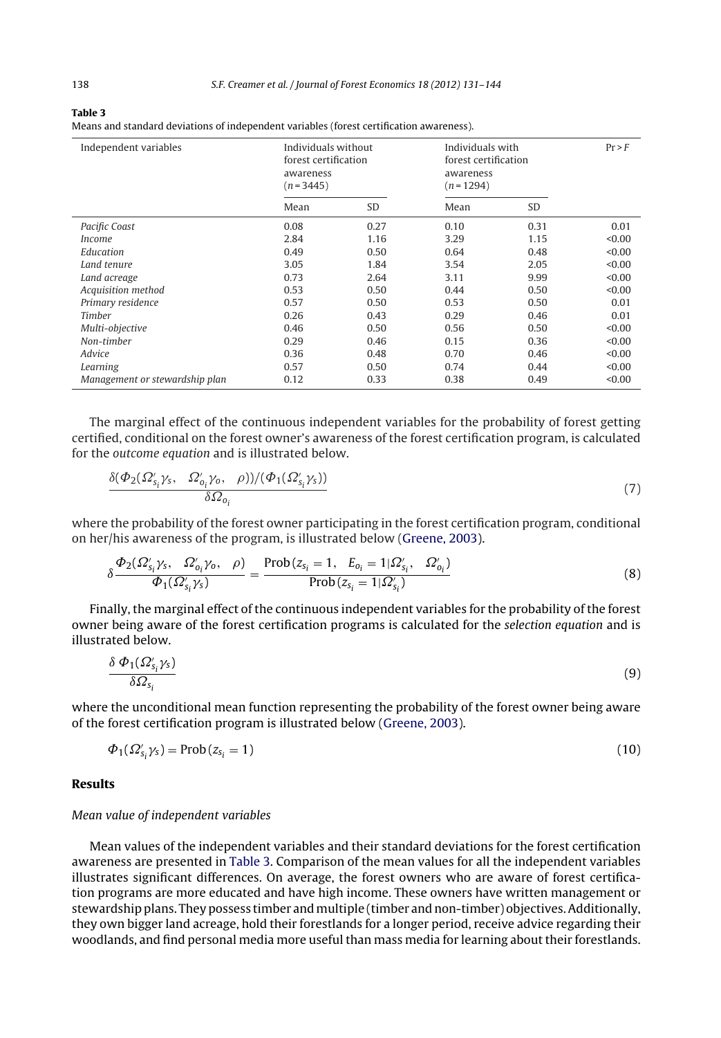**Table 3**
Means and standard deviations of independent variables (forest certification awareness).

| Independent variables | Individuals without forest certification awareness ($n = 3445$) | | Individuals with forest certification awareness ($n = 1294$) | | $\Pr > F$ |
|---|---|---|---|---|---|
| | Mean | SD | Mean | SD | |
| *Pacific Coast* | 0.08 | 0.27 | 0.10 | 0.31 | 0.01 |
| *Income* | 2.84 | 1.16 | 3.29 | 1.15 | <0.00 |
| *Education* | 0.49 | 0.50 | 0.64 | 0.48 | <0.00 |
| *Land tenure* | 3.05 | 1.84 | 3.54 | 2.05 | <0.00 |
| *Land acreage* | 0.73 | 2.64 | 3.11 | 9.99 | <0.00 |
| *Acquisition method* | 0.53 | 0.50 | 0.44 | 0.50 | <0.00 |
| *Primary residence* | 0.57 | 0.50 | 0.53 | 0.50 | 0.01 |
| *Timber* | 0.26 | 0.43 | 0.29 | 0.46 | 0.01 |
| *Multi-objective* | 0.46 | 0.50 | 0.56 | 0.50 | <0.00 |
| *Non-timber* | 0.29 | 0.46 | 0.15 | 0.36 | <0.00 |
| *Advice* | 0.36 | 0.48 | 0.70 | 0.46 | <0.00 |
| *Learning* | 0.57 | 0.50 | 0.74 | 0.44 | <0.00 |
| *Management or stewardship plan* | 0.12 | 0.33 | 0.38 | 0.49 | <0.00 |

The marginal effect of the continuous independent variables for the probability of forest getting certified, conditional on the forest owner's awareness of the forest certification program, is calculated for the *outcome equation* and is illustrated below.

$$\frac{\delta(\Phi_2(\Omega'_{s_i}\gamma_s,\quad \Omega'_{o_i}\gamma_o,\quad \rho))/(\Phi_1(\Omega'_{s_i}\gamma_s))}{\delta\Omega_{o_i}} \tag{7}$$

where the probability of the forest owner participating in the forest certification program, conditional on her/his awareness of the program, is illustrated below (Greene, 2003).

$$\delta\frac{\Phi_2(\Omega'_{s_i}\gamma_s,\quad \Omega'_{o_i}\gamma_o,\quad \rho)}{\Phi_1(\Omega'_{s_i}\gamma_s)} = \frac{\mathrm{Prob}\,(z_{s_i} = 1,\quad E_{o_i} = 1|\Omega'_{s_i},\quad \Omega'_{o_i})}{\mathrm{Prob}\,(z_{s_i} = 1|\Omega'_{s_i})} \tag{8}$$

Finally, the marginal effect of the continuous independent variables for the probability of the forest owner being aware of the forest certification programs is calculated for the *selection equation* and is illustrated below.

$$\frac{\delta\ \Phi_1(\Omega'_{s_i}\gamma_s)}{\delta\Omega_{s_i}} \tag{9}$$

where the unconditional mean function representing the probability of the forest owner being aware of the forest certification program is illustrated below (Greene, 2003).

$$\Phi_1(\Omega'_{s_i}\gamma_s) = \mathrm{Prob}\,(z_{s_i} = 1) \tag{10}$$

## Results

### *Mean value of independent variables*

Mean values of the independent variables and their standard deviations for the forest certification awareness are presented in Table 3. Comparison of the mean values for all the independent variables illustrates significant differences. On average, the forest owners who are aware of forest certification programs are more educated and have high income. These owners have written management or stewardship plans. They possess timber and multiple (timber and non-timber) objectives. Additionally, they own bigger land acreage, hold their forestlands for a longer period, receive advice regarding their woodlands, and find personal media more useful than mass media for learning about their forestlands.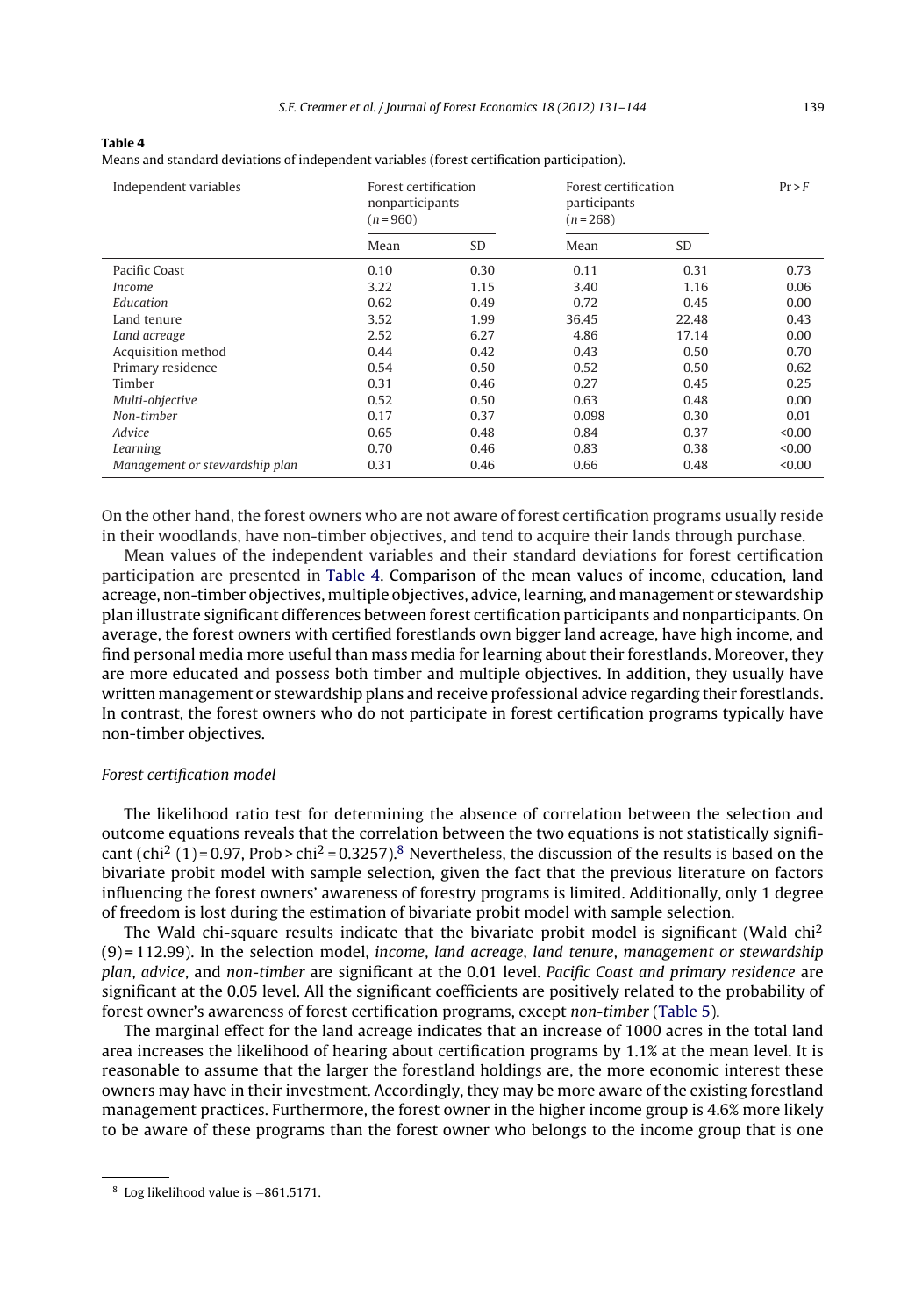**Table 4**

Means and standard deviations of independent variables (forest certification participation).

| Independent variables | Forest certification nonparticipants ($n$ = 960) | | Forest certification participants ($n$ = 268) | | Pr > $F$ |
|---|---|---|---|---|---|
| | Mean | SD | Mean | SD | |
| Pacific Coast | 0.10 | 0.30 | 0.11 | 0.31 | 0.73 |
| *Income* | 3.22 | 1.15 | 3.40 | 1.16 | 0.06 |
| *Education* | 0.62 | 0.49 | 0.72 | 0.45 | 0.00 |
| Land tenure | 3.52 | 1.99 | 36.45 | 22.48 | 0.43 |
| *Land acreage* | 2.52 | 6.27 | 4.86 | 17.14 | 0.00 |
| Acquisition method | 0.44 | 0.42 | 0.43 | 0.50 | 0.70 |
| Primary residence | 0.54 | 0.50 | 0.52 | 0.50 | 0.62 |
| Timber | 0.31 | 0.46 | 0.27 | 0.45 | 0.25 |
| *Multi-objective* | 0.52 | 0.50 | 0.63 | 0.48 | 0.00 |
| *Non-timber* | 0.17 | 0.37 | 0.098 | 0.30 | 0.01 |
| *Advice* | 0.65 | 0.48 | 0.84 | 0.37 | <0.00 |
| *Learning* | 0.70 | 0.46 | 0.83 | 0.38 | <0.00 |
| *Management or stewardship plan* | 0.31 | 0.46 | 0.66 | 0.48 | <0.00 |

On the other hand, the forest owners who are not aware of forest certification programs usually reside in their woodlands, have non-timber objectives, and tend to acquire their lands through purchase.

Mean values of the independent variables and their standard deviations for forest certification participation are presented in Table 4. Comparison of the mean values of income, education, land acreage, non-timber objectives, multiple objectives, advice, learning, and management or stewardship plan illustrate significant differences between forest certification participants and nonparticipants. On average, the forest owners with certified forestlands own bigger land acreage, have high income, and find personal media more useful than mass media for learning about their forestlands. Moreover, they are more educated and possess both timber and multiple objectives. In addition, they usually have written management or stewardship plans and receive professional advice regarding their forestlands. In contrast, the forest owners who do not participate in forest certification programs typically have non-timber objectives.

### *Forest certification model*

The likelihood ratio test for determining the absence of correlation between the selection and outcome equations reveals that the correlation between the two equations is not statistically significant ($\text{chi}^2$ (1) = 0.97, Prob > $\text{chi}^2$ = 0.3257).[8] Nevertheless, the discussion of the results is based on the bivariate probit model with sample selection, given the fact that the previous literature on factors influencing the forest owners' awareness of forestry programs is limited. Additionally, only 1 degree of freedom is lost during the estimation of bivariate probit model with sample selection.

The Wald chi-square results indicate that the bivariate probit model is significant (Wald $\text{chi}^2$ (9) = 112.99). In the selection model, *income*, *land acreage*, *land tenure*, *management or stewardship plan*, *advice*, and *non-timber* are significant at the 0.01 level. *Pacific Coast and primary residence* are significant at the 0.05 level. All the significant coefficients are positively related to the probability of forest owner's awareness of forest certification programs, except *non-timber* (Table 5).

The marginal effect for the land acreage indicates that an increase of 1000 acres in the total land area increases the likelihood of hearing about certification programs by 1.1% at the mean level. It is reasonable to assume that the larger the forestland holdings are, the more economic interest these owners may have in their investment. Accordingly, they may be more aware of the existing forestland management practices. Furthermore, the forest owner in the higher income group is 4.6% more likely to be aware of these programs than the forest owner who belongs to the income group that is one

[8] Log likelihood value is −861.5171.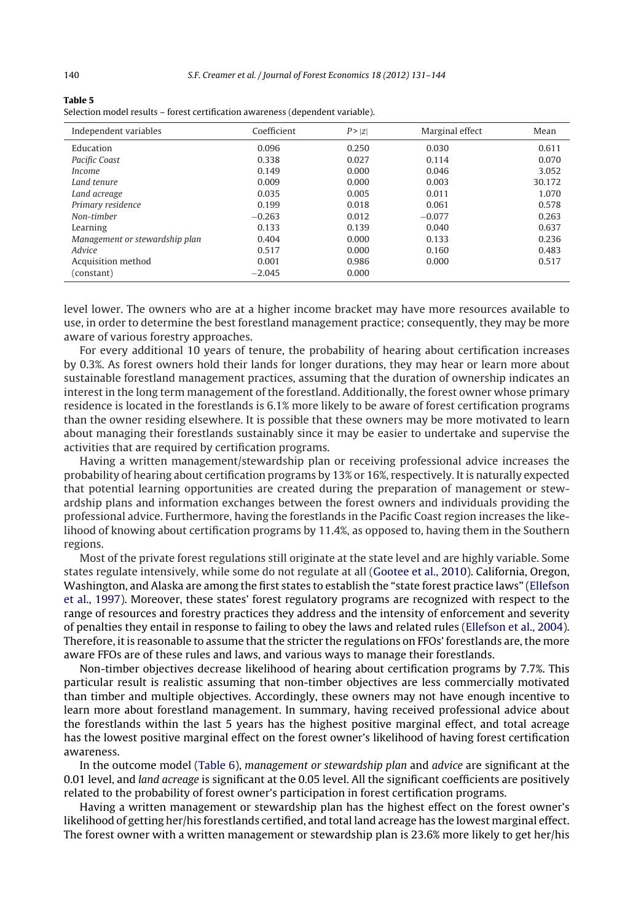**Table 5**

Selection model results – forest certification awareness (dependent variable).

| Independent variables | Coefficient | $P>\|z\|$ | Marginal effect | Mean |
|---|---|---|---|---|
| Education | 0.096 | 0.250 | 0.030 | 0.611 |
| *Pacific Coast* | 0.338 | 0.027 | 0.114 | 0.070 |
| *Income* | 0.149 | 0.000 | 0.046 | 3.052 |
| *Land tenure* | 0.009 | 0.000 | 0.003 | 30.172 |
| *Land acreage* | 0.035 | 0.005 | 0.011 | 1.070 |
| *Primary residence* | 0.199 | 0.018 | 0.061 | 0.578 |
| *Non-timber* | −0.263 | 0.012 | −0.077 | 0.263 |
| Learning | 0.133 | 0.139 | 0.040 | 0.637 |
| *Management or stewardship plan* | 0.404 | 0.000 | 0.133 | 0.236 |
| *Advice* | 0.517 | 0.000 | 0.160 | 0.483 |
| Acquisition method | 0.001 | 0.986 | 0.000 | 0.517 |
| (constant) | −2.045 | 0.000 | | |

level lower. The owners who are at a higher income bracket may have more resources available to use, in order to determine the best forestland management practice; consequently, they may be more aware of various forestry approaches.

For every additional 10 years of tenure, the probability of hearing about certification increases by 0.3%. As forest owners hold their lands for longer durations, they may hear or learn more about sustainable forestland management practices, assuming that the duration of ownership indicates an interest in the long term management of the forestland. Additionally, the forest owner whose primary residence is located in the forestlands is 6.1% more likely to be aware of forest certification programs than the owner residing elsewhere. It is possible that these owners may be more motivated to learn about managing their forestlands sustainably since it may be easier to undertake and supervise the activities that are required by certification programs.

Having a written management/stewardship plan or receiving professional advice increases the probability of hearing about certification programs by 13% or 16%, respectively. It is naturally expected that potential learning opportunities are created during the preparation of management or stewardship plans and information exchanges between the forest owners and individuals providing the professional advice. Furthermore, having the forestlands in the Pacific Coast region increases the likelihood of knowing about certification programs by 11.4%, as opposed to, having them in the Southern regions.

Most of the private forest regulations still originate at the state level and are highly variable. Some states regulate intensively, while some do not regulate at all (Gootee et al., 2010). California, Oregon, Washington, and Alaska are among the first states to establish the "state forest practice laws" (Ellefson et al., 1997). Moreover, these states' forest regulatory programs are recognized with respect to the range of resources and forestry practices they address and the intensity of enforcement and severity of penalties they entail in response to failing to obey the laws and related rules (Ellefson et al., 2004). Therefore, it is reasonable to assume that the stricter the regulations on FFOs' forestlands are, the more aware FFOs are of these rules and laws, and various ways to manage their forestlands.

Non-timber objectives decrease likelihood of hearing about certification programs by 7.7%. This particular result is realistic assuming that non-timber objectives are less commercially motivated than timber and multiple objectives. Accordingly, these owners may not have enough incentive to learn more about forestland management. In summary, having received professional advice about the forestlands within the last 5 years has the highest positive marginal effect, and total acreage has the lowest positive marginal effect on the forest owner's likelihood of having forest certification awareness.

In the outcome model (Table 6), *management or stewardship plan* and *advice* are significant at the 0.01 level, and *land acreage* is significant at the 0.05 level. All the significant coefficients are positively related to the probability of forest owner's participation in forest certification programs.

Having a written management or stewardship plan has the highest effect on the forest owner's likelihood of getting her/his forestlands certified, and total land acreage has the lowest marginal effect. The forest owner with a written management or stewardship plan is 23.6% more likely to get her/his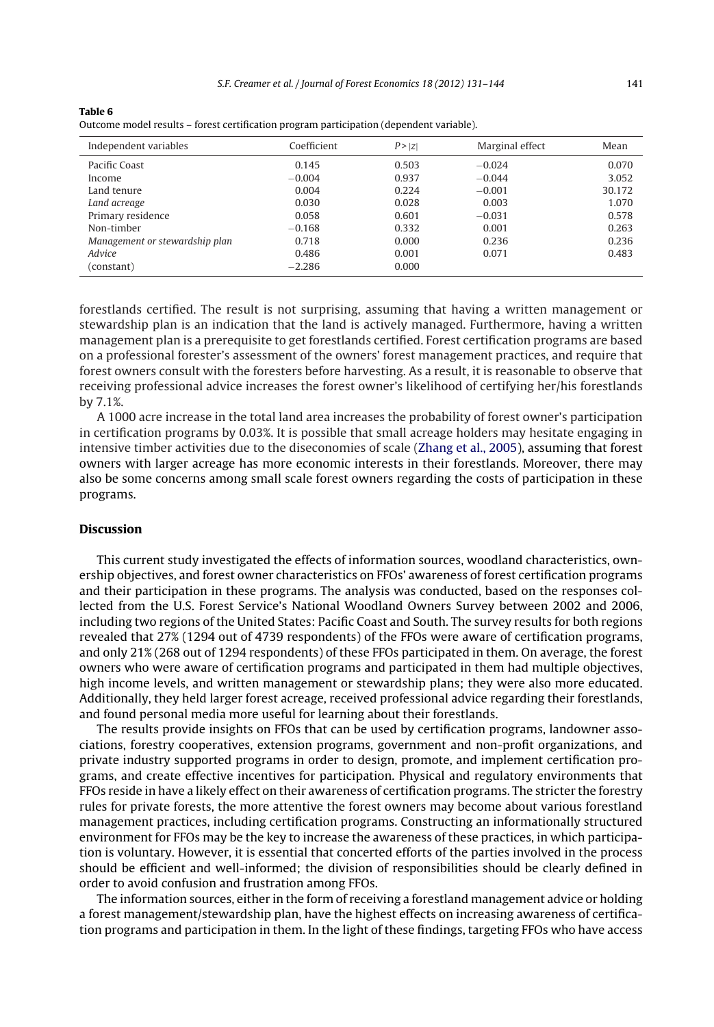**Table 6**
Outcome model results – forest certification program participation (dependent variable).

| Independent variables | Coefficient | $P>\|z\|$ | Marginal effect | Mean |
|---|---|---|---|---|
| Pacific Coast | 0.145 | 0.503 | −0.024 | 0.070 |
| Income | −0.004 | 0.937 | −0.044 | 3.052 |
| Land tenure | 0.004 | 0.224 | −0.001 | 30.172 |
| *Land acreage* | 0.030 | 0.028 | 0.003 | 1.070 |
| Primary residence | 0.058 | 0.601 | −0.031 | 0.578 |
| Non-timber | −0.168 | 0.332 | 0.001 | 0.263 |
| *Management or stewardship plan* | 0.718 | 0.000 | 0.236 | 0.236 |
| *Advice* | 0.486 | 0.001 | 0.071 | 0.483 |
| (constant) | −2.286 | 0.000 | | |

forestlands certified. The result is not surprising, assuming that having a written management or stewardship plan is an indication that the land is actively managed. Furthermore, having a written management plan is a prerequisite to get forestlands certified. Forest certification programs are based on a professional forester's assessment of the owners' forest management practices, and require that forest owners consult with the foresters before harvesting. As a result, it is reasonable to observe that receiving professional advice increases the forest owner's likelihood of certifying her/his forestlands by 7.1%.

A 1000 acre increase in the total land area increases the probability of forest owner's participation in certification programs by 0.03%. It is possible that small acreage holders may hesitate engaging in intensive timber activities due to the diseconomies of scale (Zhang et al., 2005), assuming that forest owners with larger acreage has more economic interests in their forestlands. Moreover, there may also be some concerns among small scale forest owners regarding the costs of participation in these programs.

## Discussion

This current study investigated the effects of information sources, woodland characteristics, ownership objectives, and forest owner characteristics on FFOs' awareness of forest certification programs and their participation in these programs. The analysis was conducted, based on the responses collected from the U.S. Forest Service's National Woodland Owners Survey between 2002 and 2006, including two regions of the United States: Pacific Coast and South. The survey results for both regions revealed that 27% (1294 out of 4739 respondents) of the FFOs were aware of certification programs, and only 21% (268 out of 1294 respondents) of these FFOs participated in them. On average, the forest owners who were aware of certification programs and participated in them had multiple objectives, high income levels, and written management or stewardship plans; they were also more educated. Additionally, they held larger forest acreage, received professional advice regarding their forestlands, and found personal media more useful for learning about their forestlands.

The results provide insights on FFOs that can be used by certification programs, landowner associations, forestry cooperatives, extension programs, government and non-profit organizations, and private industry supported programs in order to design, promote, and implement certification programs, and create effective incentives for participation. Physical and regulatory environments that FFOs reside in have a likely effect on their awareness of certification programs. The stricter the forestry rules for private forests, the more attentive the forest owners may become about various forestland management practices, including certification programs. Constructing an informationally structured environment for FFOs may be the key to increase the awareness of these practices, in which participation is voluntary. However, it is essential that concerted efforts of the parties involved in the process should be efficient and well-informed; the division of responsibilities should be clearly defined in order to avoid confusion and frustration among FFOs.

The information sources, either in the form of receiving a forestland management advice or holding a forest management/stewardship plan, have the highest effects on increasing awareness of certification programs and participation in them. In the light of these findings, targeting FFOs who have access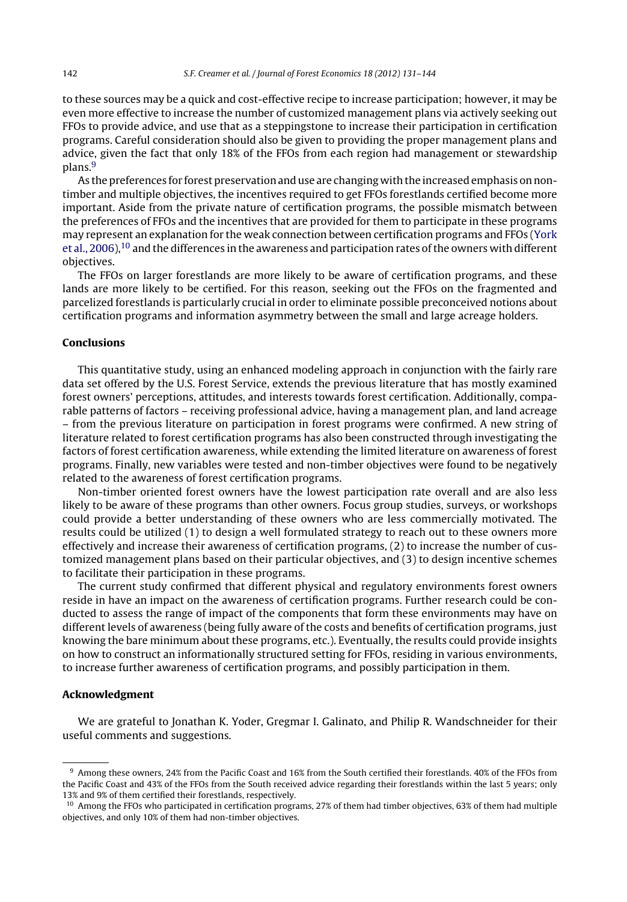to these sources may be a quick and cost-effective recipe to increase participation; however, it may be even more effective to increase the number of customized management plans via actively seeking out FFOs to provide advice, and use that as a steppingstone to increase their participation in certification programs. Careful consideration should also be given to providing the proper management plans and advice, given the fact that only 18% of the FFOs from each region had management or stewardship plans.[9]

As the preferences for forest preservation and use are changing with the increased emphasis on non-timber and multiple objectives, the incentives required to get FFOs forestlands certified become more important. Aside from the private nature of certification programs, the possible mismatch between the preferences of FFOs and the incentives that are provided for them to participate in these programs may represent an explanation for the weak connection between certification programs and FFOs (York et al., 2006),[10] and the differences in the awareness and participation rates of the owners with different objectives.

The FFOs on larger forestlands are more likely to be aware of certification programs, and these lands are more likely to be certified. For this reason, seeking out the FFOs on the fragmented and parcelized forestlands is particularly crucial in order to eliminate possible preconceived notions about certification programs and information asymmetry between the small and large acreage holders.

## Conclusions

This quantitative study, using an enhanced modeling approach in conjunction with the fairly rare data set offered by the U.S. Forest Service, extends the previous literature that has mostly examined forest owners' perceptions, attitudes, and interests towards forest certification. Additionally, comparable patterns of factors – receiving professional advice, having a management plan, and land acreage – from the previous literature on participation in forest programs were confirmed. A new string of literature related to forest certification programs has also been constructed through investigating the factors of forest certification awareness, while extending the limited literature on awareness of forest programs. Finally, new variables were tested and non-timber objectives were found to be negatively related to the awareness of forest certification programs.

Non-timber oriented forest owners have the lowest participation rate overall and are also less likely to be aware of these programs than other owners. Focus group studies, surveys, or workshops could provide a better understanding of these owners who are less commercially motivated. The results could be utilized (1) to design a well formulated strategy to reach out to these owners more effectively and increase their awareness of certification programs, (2) to increase the number of customized management plans based on their particular objectives, and (3) to design incentive schemes to facilitate their participation in these programs.

The current study confirmed that different physical and regulatory environments forest owners reside in have an impact on the awareness of certification programs. Further research could be conducted to assess the range of impact of the components that form these environments may have on different levels of awareness (being fully aware of the costs and benefits of certification programs, just knowing the bare minimum about these programs, etc.). Eventually, the results could provide insights on how to construct an informationally structured setting for FFOs, residing in various environments, to increase further awareness of certification programs, and possibly participation in them.

## Acknowledgment

We are grateful to Jonathan K. Yoder, Gregmar I. Galinato, and Philip R. Wandschneider for their useful comments and suggestions.

---

[9] Among these owners, 24% from the Pacific Coast and 16% from the South certified their forestlands. 40% of the FFOs from the Pacific Coast and 43% of the FFOs from the South received advice regarding their forestlands within the last 5 years; only 13% and 9% of them certified their forestlands, respectively.

[10] Among the FFOs who participated in certification programs, 27% of them had timber objectives, 63% of them had multiple objectives, and only 10% of them had non-timber objectives.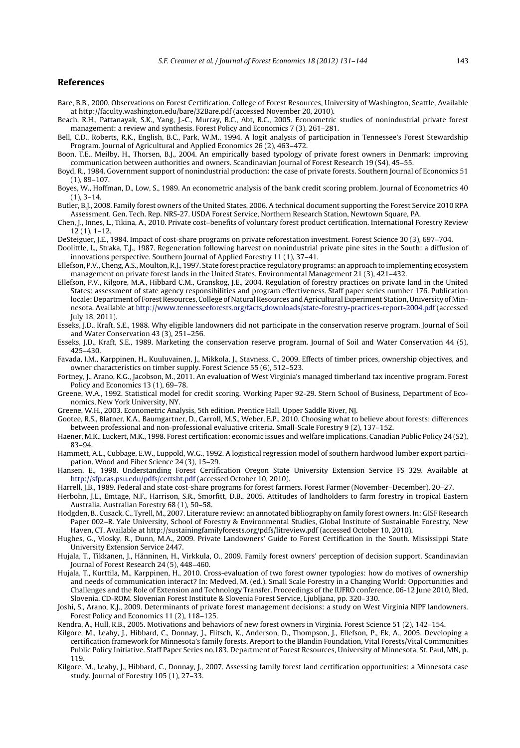## References

Bare, B.B., 2000. Observations on Forest Certification. College of Forest Resources, University of Washington, Seattle, Available at http://faculty.washington.edu/bare/32Bare.pdf (accessed November 20, 2010).

Beach, R.H., Pattanayak, S.K., Yang, J.-C., Murray, B.C., Abt, R.C., 2005. Econometric studies of nonindustrial private forest management: a review and synthesis. Forest Policy and Economics 7 (3), 261–281.

Bell, C.D., Roberts, R.K., English, B.C., Park, W.M., 1994. A logit analysis of participation in Tennessee's Forest Stewardship Program. Journal of Agricultural and Applied Economics 26 (2), 463–472.

Boon, T.E., Meilby, H., Thorsen, B.J., 2004. An empirically based typology of private forest owners in Denmark: improving communication between authorities and owners. Scandinavian Journal of Forest Research 19 (S4), 45–55.

Boyd, R., 1984. Government support of nonindustrial production: the case of private forests. Southern Journal of Economics 51 (1), 89–107.

Boyes, W., Hoffman, D., Low, S., 1989. An econometric analysis of the bank credit scoring problem. Journal of Econometrics 40 (1), 3–14.

Butler, B.J., 2008. Family forest owners of the United States, 2006. A technical document supporting the Forest Service 2010 RPA Assessment. Gen. Tech. Rep. NRS-27. USDA Forest Service, Northern Research Station, Newtown Square, PA.

Chen, J., Innes, L., Tikina, A., 2010. Private cost–benefits of voluntary forest product certification. International Forestry Review 12 (1), 1–12.

DeSteiguer, J.E., 1984. Impact of cost-share programs on private reforestation investment. Forest Science 30 (3), 697–704.

Doolittle, L., Straka, T.J., 1987. Regeneration following harvest on nonindustrial private pine sites in the South: a diffusion of innovations perspective. Southern Journal of Applied Forestry 11 (1), 37–41.

Ellefson, P.V., Cheng, A.S., Moulton, R.J., 1997. State forest practice regulatory programs: an approach to implementing ecosystem management on private forest lands in the United States. Environmental Management 21 (3), 421–432.

Ellefson, P.V., Kilgore, M.A., Hibbard C.M., Granskog, J.E., 2004. Regulation of forestry practices on private land in the United States: assessment of state agency responsibilities and program effectiveness. Staff paper series number 176. Publication locale: Department of Forest Resources, College of Natural Resources and Agricultural Experiment Station, University of Minnesota. Available at http://www.tennesseeforests.org/facts_downloads/state-forestry-practices-report-2004.pdf (accessed July 18, 2011).

Esseks, J.D., Kraft, S.E., 1988. Why eligible landowners did not participate in the conservation reserve program. Journal of Soil and Water Conservation 43 (3), 251–256.

Esseks, J.D., Kraft, S.E., 1989. Marketing the conservation reserve program. Journal of Soil and Water Conservation 44 (5), 425–430.

Favada, I.M., Karppinen, H., Kuuluvainen, J., Mikkola, J., Stavness, C., 2009. Effects of timber prices, ownership objectives, and owner characteristics on timber supply. Forest Science 55 (6), 512–523.

Fortney, J., Arano, K.G., Jacobson, M., 2011. An evaluation of West Virginia's managed timberland tax incentive program. Forest Policy and Economics 13 (1), 69–78.

Greene, W.A., 1992. Statistical model for credit scoring. Working Paper 92-29. Stern School of Business, Department of Economics, New York University, NY.

Greene, W.H., 2003. Econometric Analysis, 5th edition. Prentice Hall, Upper Saddle River, NJ.

Gootee, R.S., Blatner, K.A., Baumgartner, D., Carroll, M.S., Weber, E.P., 2010. Choosing what to believe about forests: differences between professional and non-professional evaluative criteria. Small-Scale Forestry 9 (2), 137–152.

Haener, M.K., Luckert, M.K., 1998. Forest certification: economic issues and welfare implications. Canadian Public Policy 24 (S2), 83–94.

Hammett, A.L., Cubbage, E.W., Luppold, W.G., 1992. A logistical regression model of southern hardwood lumber export participation. Wood and Fiber Science 24 (3), 15–29.

Hansen, E., 1998. Understanding Forest Certification Oregon State University Extension Service FS 329. Available at http://sfp.cas.psu.edu/pdfs/certsht.pdf (accessed October 10, 2010).

Harrell, J.B., 1989. Federal and state cost-share programs for forest farmers. Forest Farmer (November–December), 20–27.

Herbohn, J.L., Emtage, N.F., Harrison, S.R., Smorfitt, D.B., 2005. Attitudes of landholders to farm forestry in tropical Eastern Australia. Australian Forestry 68 (1), 50–58.

Hodgden, B., Cusack, C., Tyrell, M., 2007. Literature review: an annotated bibliography on family forest owners. In: GISF Research Paper 002–R. Yale University, School of Forestry & Environmental Studies, Global Institute of Sustainable Forestry, New Haven, CT, Available at http://sustainingfamilyforests.org/pdfs/litreview.pdf (accessed October 10, 2010).

Hughes, G., Vlosky, R., Dunn, M.A., 2009. Private Landowners' Guide to Forest Certification in the South. Mississippi State University Extension Service 2447.

Hujala, T., Tikkanen, J., Hänninen, H., Virkkula, O., 2009. Family forest owners' perception of decision support. Scandinavian Journal of Forest Research 24 (5), 448–460.

Hujala, T., Kurttila, M., Karppinen, H., 2010. Cross-evaluation of two forest owner typologies: how do motives of ownership and needs of communication interact? In: Medved, M. (ed.). Small Scale Forestry in a Changing World: Opportunities and Challenges and the Role of Extension and Technology Transfer. Proceedings of the IUFRO conference, 06-12 June 2010, Bled, Slovenia. CD-ROM. Slovenian Forest Institute & Slovenia Forest Service, Ljubljana, pp. 320–330.

Joshi, S., Arano, K.J., 2009. Determinants of private forest management decisions: a study on West Virginia NIPF landowners. Forest Policy and Economics 11 (2), 118–125.

Kendra, A., Hull, R.B., 2005. Motivations and behaviors of new forest owners in Virginia. Forest Science 51 (2), 142–154.

Kilgore, M., Leahy, J., Hibbard, C., Donnay, J., Flitsch, K., Anderson, D., Thompson, J., Ellefson, P., Ek, A., 2005. Developing a certification framework for Minnesota's family forests. Areport to the Blandin Foundation, Vital Forests/Vital Communities Public Policy Initiative. Staff Paper Series no.183. Department of Forest Resources, University of Minnesota, St. Paul, MN, p. 119.

Kilgore, M., Leahy, J., Hibbard, C., Donnay, J., 2007. Assessing family forest land certification opportunities: a Minnesota case study. Journal of Forestry 105 (1), 27–33.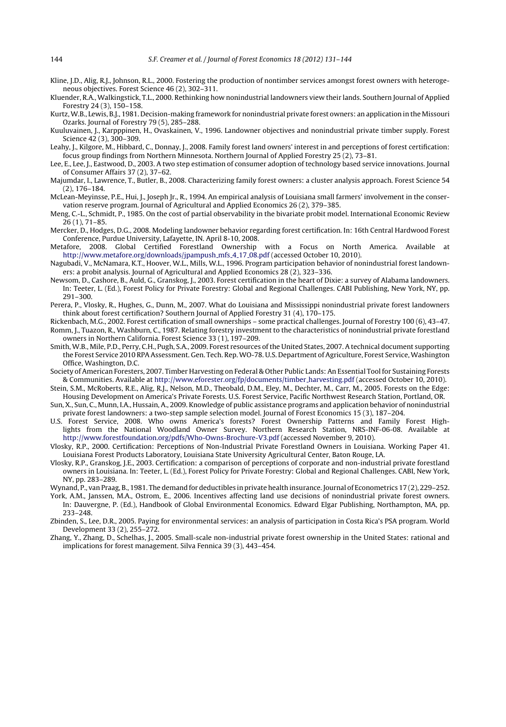Kline, J.D., Alig, R.J., Johnson, R.L., 2000. Fostering the production of nontimber services amongst forest owners with heterogeneous objectives. Forest Science 46 (2), 302–311.

Kluender, R.A., Walkingstick, T.L., 2000. Rethinking how nonindustrial landowners view their lands. Southern Journal of Applied Forestry 24 (3), 150–158.

Kurtz, W.B., Lewis, B.J., 1981. Decision-making framework for nonindustrial private forest owners: an application in the Missouri Ozarks. Journal of Forestry 79 (5), 285–288.

Kuuluvainen, J., Karpppinen, H., Ovaskainen, V., 1996. Landowner objectives and nonindustrial private timber supply. Forest Science 42 (3), 300–309.

Leahy, J., Kilgore, M., Hibbard, C., Donnay, J., 2008. Family forest land owners' interest in and perceptions of forest certification: focus group findings from Northern Minnesota. Northern Journal of Applied Forestry 25 (2), 73–81.

Lee, E., Lee, J., Eastwood, D., 2003. A two step estimation of consumer adoption of technology based service innovations. Journal of Consumer Affairs 37 (2), 37–62.

Majumdar, I., Lawrence, T., Butler, B., 2008. Characterizing family forest owners: a cluster analysis approach. Forest Science 54 (2), 176–184.

McLean-Meyinsse, P.E., Hui, J., Joseph Jr., R., 1994. An empirical analysis of Louisiana small farmers' involvement in the conservation reserve program. Journal of Agricultural and Applied Economics 26 (2), 379–385.

Meng, C.-L., Schmidt, P., 1985. On the cost of partial observability in the bivariate probit model. International Economic Review 26 (1), 71–85.

Mercker, D., Hodges, D.G., 2008. Modeling landowner behavior regarding forest certification. In: 16th Central Hardwood Forest Conference, Purdue University, Lafayette, IN. April 8-10, 2008.

Metafore, 2008. Global Certified Forestland Ownership with a Focus on North America. Available at http://www.metafore.org/downloads/jpampush_mfs_4_17_08.pdf (accessed October 10, 2010).

Nagubadi, V., McNamara, K.T., Hoover, W.L., Mills, W.L., 1996. Program participation behavior of nonindustrial forest landowners: a probit analysis. Journal of Agricultural and Applied Economics 28 (2), 323–336.

Newsom, D., Cashore, B., Auld, G., Granskog, J., 2003. Forest certification in the heart of Dixie: a survey of Alabama landowners. In: Teeter, L. (Ed.), Forest Policy for Private Forestry: Global and Regional Challenges. CABI Publishing, New York, NY, pp. 291–300.

Perera, P., Vlosky, R., Hughes, G., Dunn, M., 2007. What do Louisiana and Mississippi nonindustrial private forest landowners think about forest certification? Southern Journal of Applied Forestry 31 (4), 170–175.

Rickenbach, M.G., 2002. Forest certification of small ownerships – some practical challenges. Journal of Forestry 100 (6), 43–47.

Romm, J., Tuazon, R., Washburn, C., 1987. Relating forestry investment to the characteristics of nonindustrial private forestland owners in Northern California. Forest Science 33 (1), 197–209.

Smith, W.B., Mile, P.D., Perry, C.H., Pugh, S.A., 2009. Forest resources of the United States, 2007. A technical document supporting the Forest Service 2010 RPA Assessment. Gen. Tech. Rep. WO-78. U.S. Department of Agriculture, Forest Service, Washington Office, Washington, D.C.

Society of American Foresters, 2007. Timber Harvesting on Federal & Other Public Lands: An Essential Tool for Sustaining Forests & Communities. Available at http://www.eforester.org/fp/documents/timber_harvesting.pdf (accessed October 10, 2010).

Stein, S.M., McRoberts, R.E., Alig, R.J., Nelson, M.D., Theobald, D.M., Eley, M., Dechter, M., Carr, M., 2005. Forests on the Edge: Housing Development on America's Private Forests. U.S. Forest Service, Pacific Northwest Research Station, Portland, OR.

Sun, X., Sun, C., Munn, I.A., Hussain, A., 2009. Knowledge of public assistance programs and application behavior of nonindustrial private forest landowners: a two-step sample selection model. Journal of Forest Economics 15 (3), 187–204.

U.S. Forest Service, 2008. Who owns America's forests? Forest Ownership Patterns and Family Forest Highlights from the National Woodland Owner Survey. Northern Research Station, NRS-INF-06-08. Available at http://www.forestfoundation.org/pdfs/Who-Owns-Brochure-V3.pdf (accessed November 9, 2010).

Vlosky, R.P., 2000. Certification: Perceptions of Non-Industrial Private Forestland Owners in Louisiana. Working Paper 41. Louisiana Forest Products Laboratory, Louisiana State University Agricultural Center, Baton Rouge, LA.

Vlosky, R.P., Granskog, J.E., 2003. Certification: a comparison of perceptions of corporate and non-industrial private forestland owners in Louisiana. In: Teeter, L. (Ed.), Forest Policy for Private Forestry: Global and Regional Challenges. CABI, New York, NY, pp. 283–289.

Wynand, P., van Praag, B., 1981. The demand for deductibles in private health insurance. Journal of Econometrics 17 (2), 229–252.

York, A.M., Janssen, M.A., Ostrom, E., 2006. Incentives affecting land use decisions of nonindustrial private forest owners. In: Dauvergne, P. (Ed.), Handbook of Global Environmental Economics. Edward Elgar Publishing, Northampton, MA, pp. 233–248.

Zbinden, S., Lee, D.R., 2005. Paying for environmental services: an analysis of participation in Costa Rica's PSA program. World Development 33 (2), 255–272.

Zhang, Y., Zhang, D., Schelhas, J., 2005. Small-scale non-industrial private forest ownership in the United States: rational and implications for forest management. Silva Fennica 39 (3), 443–454.